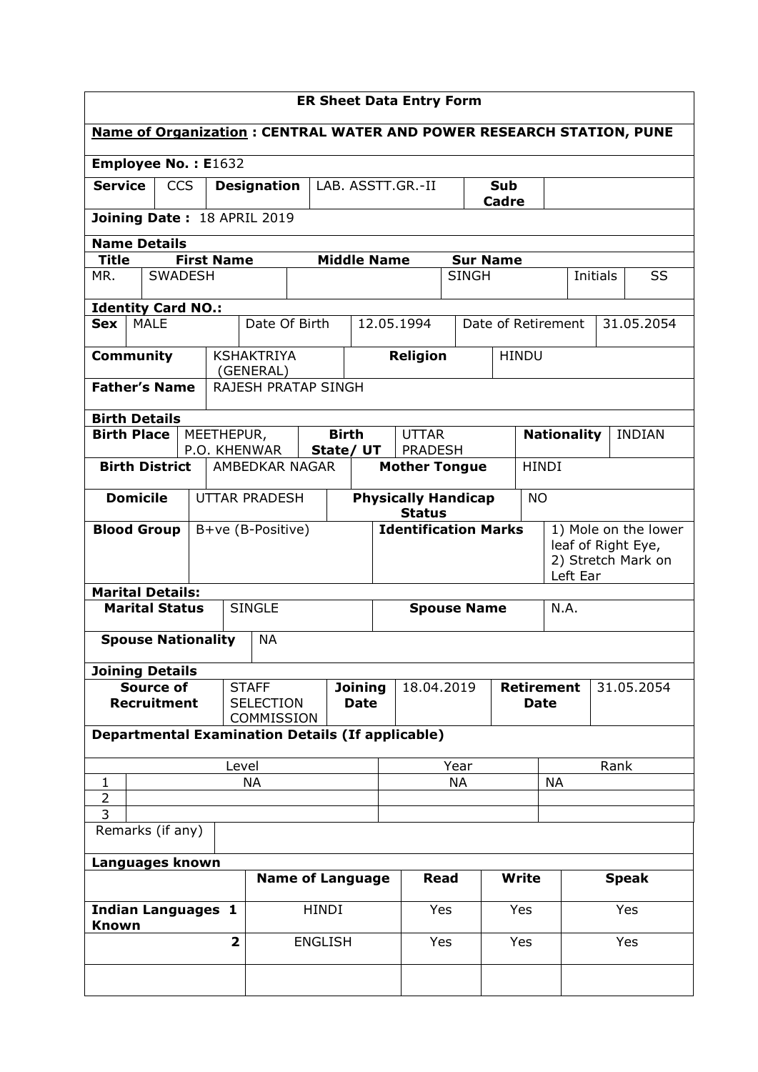# ER Sheet Data Entry Form

**Name of Organization : CENTRAL WATER AND POWER RESEARCH STATION, PUNE**

**Employee No. : E**1632

| **Service** | CCS | **Designation** | LAB. ASSTT.GR.-II | **Sub Cadre** | |
|---|---|---|---|---|---|

**Joining Date :** 18 APRIL 2019

**Name Details**

| **Title** | **First Name** | **Middle Name** | **Sur Name** | | |
|---|---|---|---|---|---|
| MR. | SWADESH | | SINGH | Initials | SS |

**Identity Card NO.:**

| **Sex** | MALE | Date Of Birth | 12.05.1994 | Date of Retirement | 31.05.2054 |
|---|---|---|---|---|---|

| **Community** | KSHAKTRIYA (GENERAL) | **Religion** | HINDU |
|---|---|---|---|
| **Father's Name** | RAJESH PRATAP SINGH | | |

**Birth Details**

| **Birth Place** | MEETHEPUR, P.O. KHENWAR | **Birth State/ UT** | UTTAR PRADESH | **Nationality** | INDIAN |
|---|---|---|---|---|---|
| **Birth District** | AMBEDKAR NAGAR | **Mother Tongue** | HINDI | | |
| **Domicile** | UTTAR PRADESH | **Physically Handicap Status** | NO | | |
| **Blood Group** | B+ve (B-Positive) | **Identification Marks** | 1) Mole on the lower leaf of Right Eye, 2) Stretch Mark on Left Ear | | |

**Marital Details:**

| **Marital Status** | SINGLE | **Spouse Name** | N.A. |
|---|---|---|---|
| **Spouse Nationality** | NA | | |

**Joining Details**

| **Source of Recruitment** | STAFF SELECTION COMMISSION | **Joining Date** | 18.04.2019 | **Retirement Date** | 31.05.2054 |
|---|---|---|---|---|---|

**Departmental Examination Details (If applicable)**

| | Level | Year | Rank |
|---|---|---|---|
| 1 | NA | NA | NA |
| 2 | | | |
| 3 | | | |

Remarks (if any)

**Languages known**

| | | **Name of Language** | **Read** | **Write** | **Speak** |
|---|---|---|---|---|---|
| **Indian Languages Known** | **1** | HINDI | Yes | Yes | Yes |
| | **2** | ENGLISH | Yes | Yes | Yes |
| | | | | | |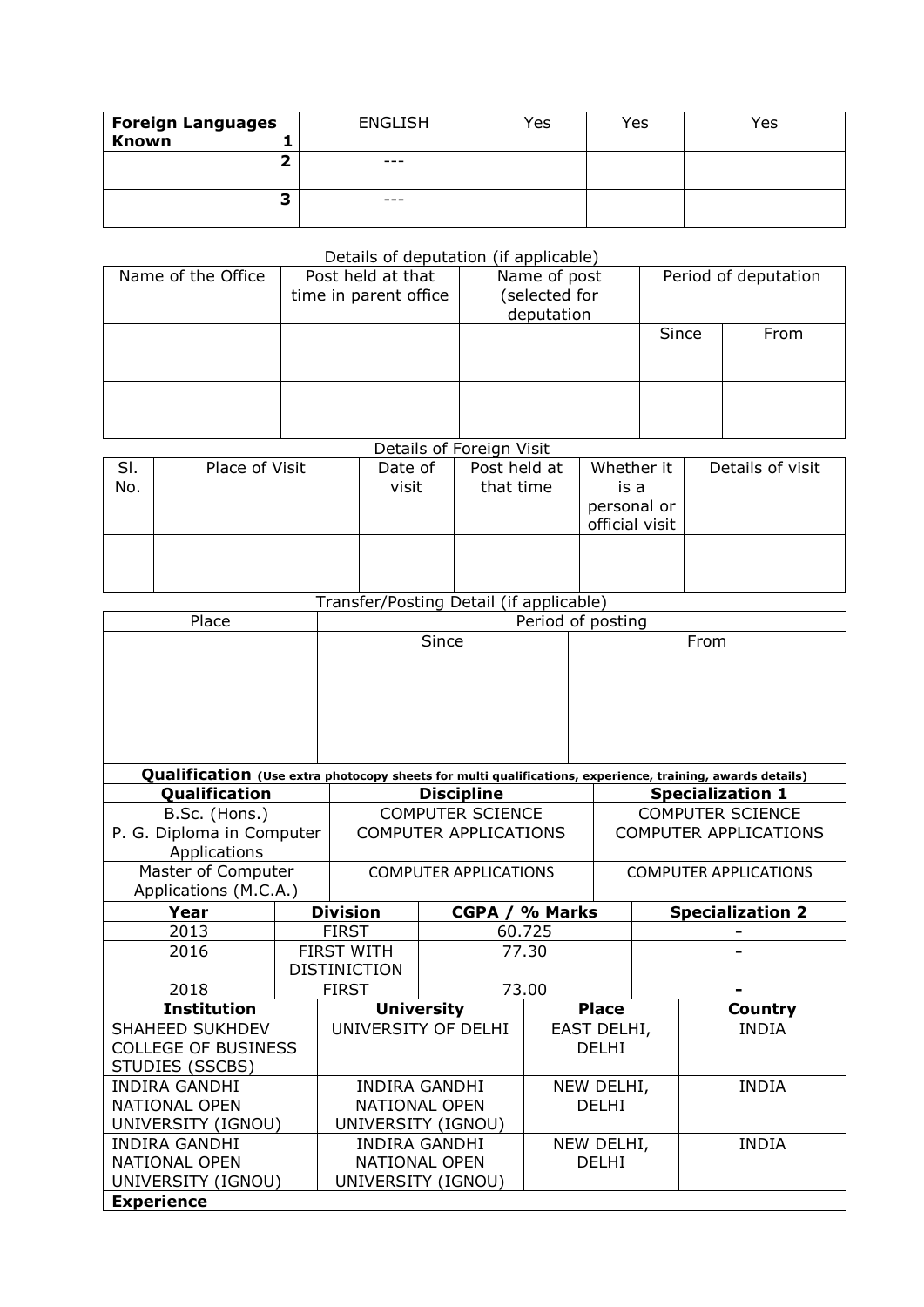| **Foreign Languages Known** 1 | ENGLISH | Yes | Yes | Yes |
|---|---|---|---|---|
| **2** | --- | | | |
| **3** | --- | | | |

Details of deputation (if applicable)

| Name of the Office | Post held at that time in parent office | Name of post (selected for deputation | Period of deputation | |
|---|---|---|---|---|
| | | | Since | From |
| | | | | |

Details of Foreign Visit

| Sl. No. | Place of Visit | Date of visit | Post held at that time | Whether it is a personal or official visit | Details of visit |
|---|---|---|---|---|---|
| | | | | | |

Transfer/Posting Detail (if applicable)

| Place | Period of posting | |
|---|---|---|
| | Since | From |
| | | |

**Qualification** **(Use extra photocopy sheets for multi qualifications, experience, training, awards details)**

| **Qualification** | **Discipline** | **Specialization 1** |
|---|---|---|
| B.Sc. (Hons.) | COMPUTER SCIENCE | COMPUTER SCIENCE |
| P. G. Diploma in Computer Applications | COMPUTER APPLICATIONS | COMPUTER APPLICATIONS |
| Master of Computer Applications (M.C.A.) | COMPUTER APPLICATIONS | COMPUTER APPLICATIONS |

| **Year** | **Division** | **CGPA / % Marks** | **Specialization 2** |
|---|---|---|---|
| 2013 | FIRST | 60.725 | - |
| 2016 | FIRST WITH DISTINICTION | 77.30 | - |
| 2018 | FIRST | 73.00 | - |

| **Institution** | **University** | **Place** | **Country** |
|---|---|---|---|
| SHAHEED SUKHDEV COLLEGE OF BUSINESS STUDIES (SSCBS) | UNIVERSITY OF DELHI | EAST DELHI, DELHI | INDIA |
| INDIRA GANDHI NATIONAL OPEN UNIVERSITY (IGNOU) | INDIRA GANDHI NATIONAL OPEN UNIVERSITY (IGNOU) | NEW DELHI, DELHI | INDIA |
| INDIRA GANDHI NATIONAL OPEN UNIVERSITY (IGNOU) | INDIRA GANDHI NATIONAL OPEN UNIVERSITY (IGNOU) | NEW DELHI, DELHI | INDIA |

**Experience**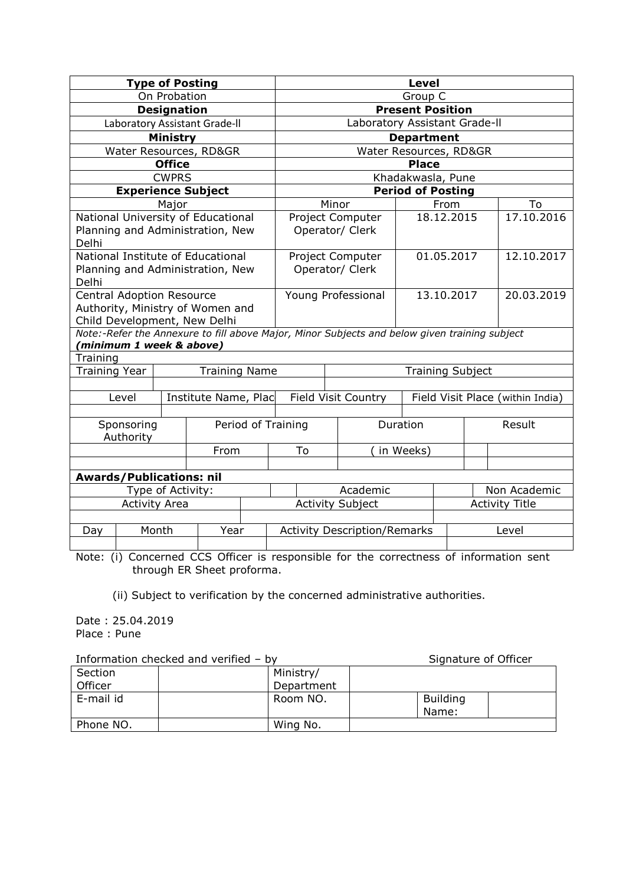| Type of Posting | | | Level | | |
|---|---|---|---|---|---|
| On Probation | | | Group C | | |
| **Designation** | | | **Present Position** | | |
| Laboratory Assistant Grade-II | | | Laboratory Assistant Grade-II | | |
| **Ministry** | | | **Department** | | |
| Water Resources, RD&GR | | | Water Resources, RD&GR | | |
| **Office** | | | **Place** | | |
| CWPRS | | | Khadakwasla, Pune | | |
| **Experience Subject** | | | **Period of Posting** | | |
| Major | | | Minor | From | To |
| National University of Educational Planning and Administration, New Delhi | | | Project Computer Operator/ Clerk | 18.12.2015 | 17.10.2016 |
| National Institute of Educational Planning and Administration, New Delhi | | | Project Computer Operator/ Clerk | 01.05.2017 | 12.10.2017 |
| Central Adoption Resource Authority, Ministry of Women and Child Development, New Delhi | | | Young Professional | 13.10.2017 | 20.03.2019 |

*Note:-Refer the Annexure to fill above Major, Minor Subjects and below given training subject* ***(minimum 1 week & above)***

Training

| Training Year | Training Name | Training Subject |
|---|---|---|
| | | |

| Level | Institute Name, Plac | Field Visit Country | Field Visit Place (within India) |
|---|---|---|---|
| | | | |

| Sponsoring Authority | Period of Training | | Duration | Result |
|---|---|---|---|---|
| | From | To | ( in Weeks) | |
| | | | | |

**Awards/Publications: nil**

| Type of Activity: | | Academic | | Non Academic |
|---|---|---|---|---|

| Activity Area | Activity Subject | Activity Title |
|---|---|---|
| | | |

| Day | Month | Year | Activity Description/Remarks | Level |
|---|---|---|---|---|
| | | | | |

Note: (i) Concerned CCS Officer is responsible for the correctness of information sent through ER Sheet proforma.

(ii) Subject to verification by the concerned administrative authorities.

Date : 25.04.2019
Place : Pune

Information checked and verified – by

Signature of Officer

| Section Officer | | Ministry/ Department | | | |
|---|---|---|---|---|---|
| E-mail id | | Room NO. | | Building Name: | |
| Phone NO. | | Wing No. | | | |